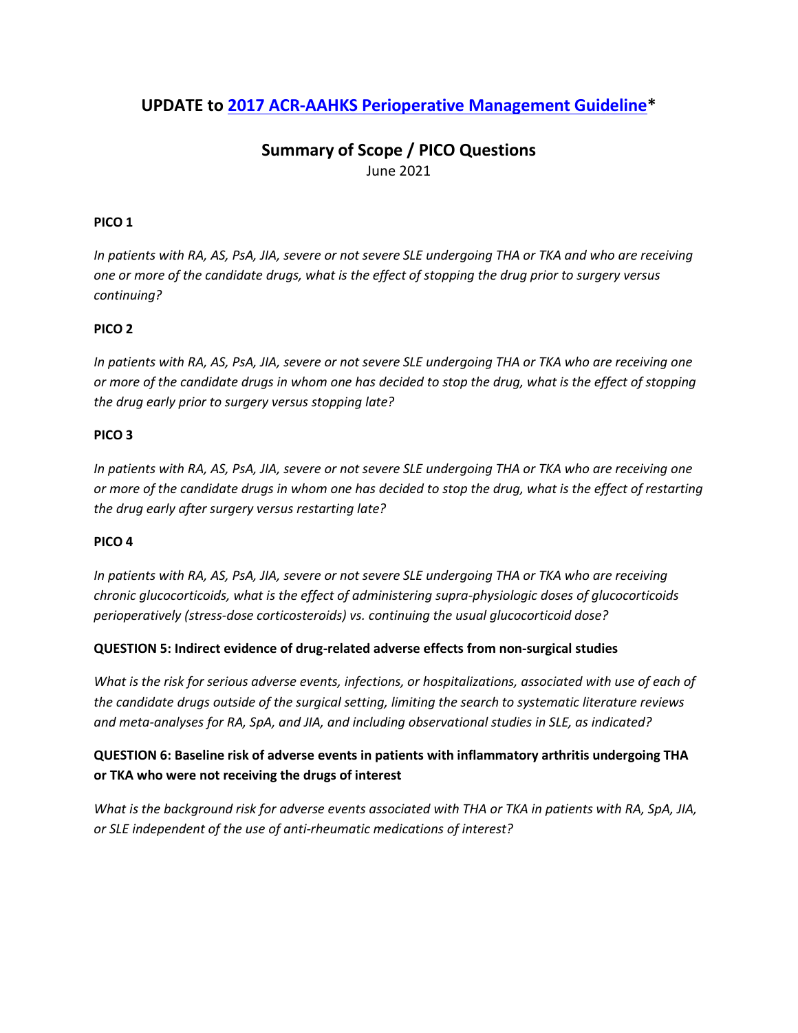# UPDATE to 2017 ACR-AAHKS Perioperative Management Guideline*

## Summary of Scope / PICO Questions

June 2021

**PICO 1**

*In patients with RA, AS, PsA, JIA, severe or not severe SLE undergoing THA or TKA and who are receiving one or more of the candidate drugs, what is the effect of stopping the drug prior to surgery versus continuing?*

**PICO 2**

*In patients with RA, AS, PsA, JIA, severe or not severe SLE undergoing THA or TKA who are receiving one or more of the candidate drugs in whom one has decided to stop the drug, what is the effect of stopping the drug early prior to surgery versus stopping late?*

**PICO 3**

*In patients with RA, AS, PsA, JIA, severe or not severe SLE undergoing THA or TKA who are receiving one or more of the candidate drugs in whom one has decided to stop the drug, what is the effect of restarting the drug early after surgery versus restarting late?*

**PICO 4**

*In patients with RA, AS, PsA, JIA, severe or not severe SLE undergoing THA or TKA who are receiving chronic glucocorticoids, what is the effect of administering supra-physiologic doses of glucocorticoids perioperatively (stress-dose corticosteroids) vs. continuing the usual glucocorticoid dose?*

**QUESTION 5: Indirect evidence of drug-related adverse effects from non-surgical studies**

*What is the risk for serious adverse events, infections, or hospitalizations, associated with use of each of the candidate drugs outside of the surgical setting, limiting the search to systematic literature reviews and meta-analyses for RA, SpA, and JIA, and including observational studies in SLE, as indicated?*

**QUESTION 6: Baseline risk of adverse events in patients with inflammatory arthritis undergoing THA or TKA who were not receiving the drugs of interest**

*What is the background risk for adverse events associated with THA or TKA in patients with RA, SpA, JIA, or SLE independent of the use of anti-rheumatic medications of interest?*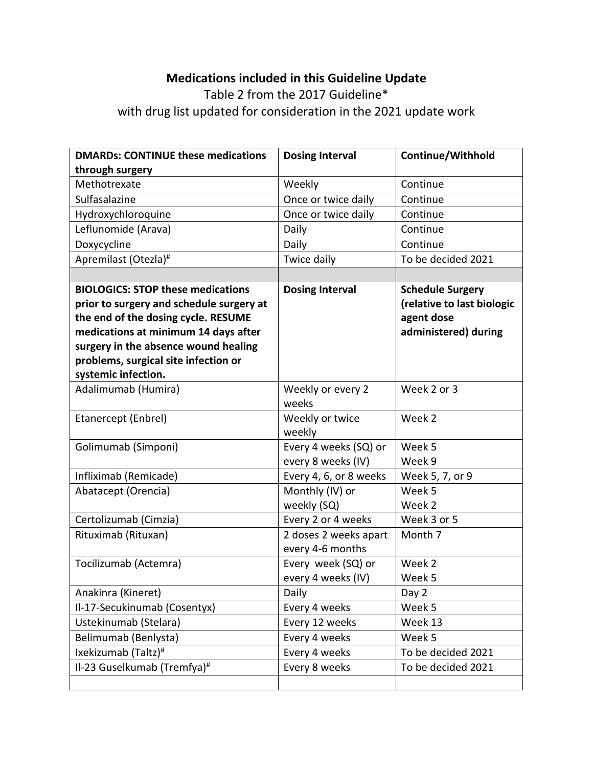**Medications included in this Guideline Update**

Table 2 from the 2017 Guideline*

with drug list updated for consideration in the 2021 update work

| **DMARDs: CONTINUE these medications through surgery** | **Dosing Interval** | **Continue/Withhold** |
|---|---|---|
| Methotrexate | Weekly | Continue |
| Sulfasalazine | Once or twice daily | Continue |
| Hydroxychloroquine | Once or twice daily | Continue |
| Leflunomide (Arava) | Daily | Continue |
| Doxycycline | Daily | Continue |
| Apremilast (Otezla)[#] | Twice daily | To be decided 2021 |
| | | |
| **BIOLOGICS: STOP these medications prior to surgery and schedule surgery at the end of the dosing cycle. RESUME medications at minimum 14 days after surgery in the absence wound healing problems, surgical site infection or systemic infection.** | **Dosing Interval** | **Schedule Surgery (relative to last biologic agent dose administered) during** |
| Adalimumab (Humira) | Weekly or every 2 weeks | Week 2 or 3 |
| Etanercept (Enbrel) | Weekly or twice weekly | Week 2 |
| Golimumab (Simponi) | Every 4 weeks (SQ) or every 8 weeks (IV) | Week 5<br>Week 9 |
| Infliximab (Remicade) | Every 4, 6, or 8 weeks | Week 5, 7, or 9 |
| Abatacept (Orencia) | Monthly (IV) or weekly (SQ) | Week 5<br>Week 2 |
| Certolizumab (Cimzia) | Every 2 or 4 weeks | Week 3 or 5 |
| Rituximab (Rituxan) | 2 doses 2 weeks apart every 4-6 months | Month 7 |
| Tocilizumab (Actemra) | Every week (SQ) or every 4 weeks (IV) | Week 2<br>Week 5 |
| Anakinra (Kineret) | Daily | Day 2 |
| Il-17-Secukinumab (Cosentyx) | Every 4 weeks | Week 5 |
| Ustekinumab (Stelara) | Every 12 weeks | Week 13 |
| Belimumab (Benlysta) | Every 4 weeks | Week 5 |
| Ixekizumab (Taltz)[#] | Every 4 weeks | To be decided 2021 |
| Il-23 Guselkumab (Tremfya)[#] | Every 8 weeks | To be decided 2021 |
| | | |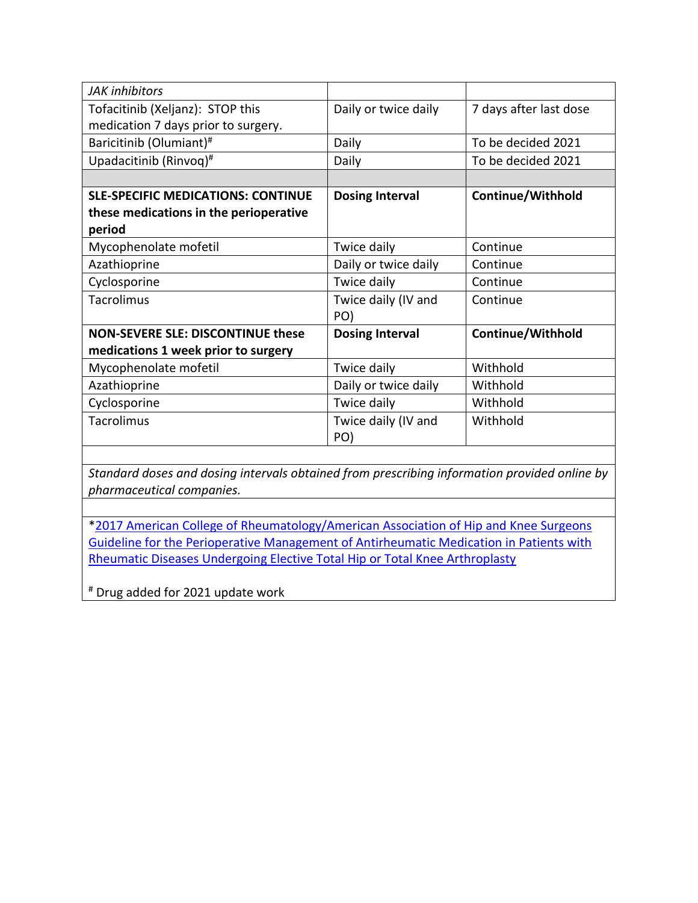| | | |
|---|---|---|
| *JAK inhibitors* | | |
| Tofacitinib (Xeljanz): STOP this medication 7 days prior to surgery. | Daily or twice daily | 7 days after last dose |
| Baricitinib (Olumiant)[#] | Daily | To be decided 2021 |
| Upadacitinib (Rinvoq)[#] | Daily | To be decided 2021 |
| | | |
| **SLE-SPECIFIC MEDICATIONS: CONTINUE these medications in the perioperative period** | **Dosing Interval** | **Continue/Withhold** |
| Mycophenolate mofetil | Twice daily | Continue |
| Azathioprine | Daily or twice daily | Continue |
| Cyclosporine | Twice daily | Continue |
| Tacrolimus | Twice daily (IV and PO) | Continue |
| **NON-SEVERE SLE: DISCONTINUE these medications 1 week prior to surgery** | **Dosing Interval** | **Continue/Withhold** |
| Mycophenolate mofetil | Twice daily | Withhold |
| Azathioprine | Daily or twice daily | Withhold |
| Cyclosporine | Twice daily | Withhold |
| Tacrolimus | Twice daily (IV and PO) | Withhold |

*Standard doses and dosing intervals obtained from prescribing information provided online by pharmaceutical companies.*

*2017 American College of Rheumatology/American Association of Hip and Knee Surgeons Guideline for the Perioperative Management of Antirheumatic Medication in Patients with Rheumatic Diseases Undergoing Elective Total Hip or Total Knee Arthroplasty

[#] Drug added for 2021 update work